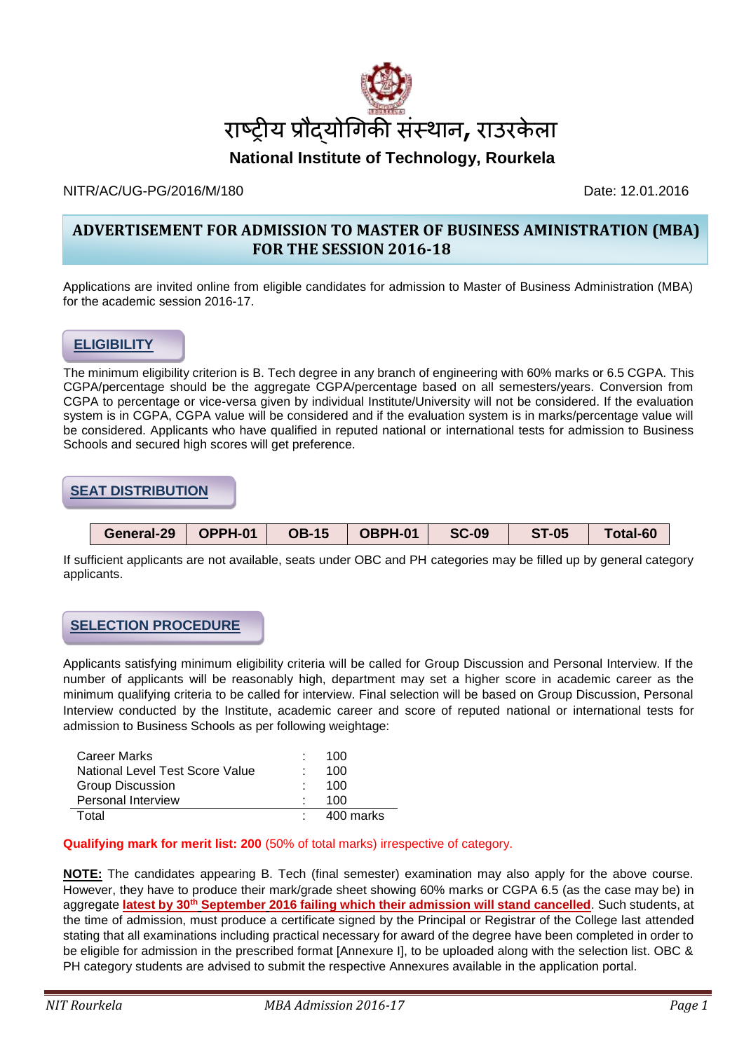# राष्ट्रीय प्रौद्योगिकी संस्थान, राउरकेला

## National Institute of Technology, Rourkela

NITR/AC/UG-PG/2016/M/180 Date: 12.01.2016

## ADVERTISEMENT FOR ADMISSION TO MASTER OF BUSINESS AMINISTRATION (MBA) FOR THE SESSION 2016-18

Applications are invited online from eligible candidates for admission to Master of Business Administration (MBA) for the academic session 2016-17.

### ELIGIBILITY

The minimum eligibility criterion is B. Tech degree in any branch of engineering with 60% marks or 6.5 CGPA. This CGPA/percentage should be the aggregate CGPA/percentage based on all semesters/years. Conversion from CGPA to percentage or vice-versa given by individual Institute/University will not be considered. If the evaluation system is in CGPA, CGPA value will be considered and if the evaluation system is in marks/percentage value will be considered. Applicants who have qualified in reputed national or international tests for admission to Business Schools and secured high scores will get preference.

### SEAT DISTRIBUTION

| General-29 | OPPH-01 | OB-15 | OBPH-01 | SC-09 | ST-05 | Total-60 |
|---|---|---|---|---|---|---|

If sufficient applicants are not available, seats under OBC and PH categories may be filled up by general category applicants.

### SELECTION PROCEDURE

Applicants satisfying minimum eligibility criteria will be called for Group Discussion and Personal Interview. If the number of applicants will be reasonably high, department may set a higher score in academic career as the minimum qualifying criteria to be called for interview. Final selection will be based on Group Discussion, Personal Interview conducted by the Institute, academic career and score of reputed national or international tests for admission to Business Schools as per following weightage:

| | | |
|---|---|---|
| Career Marks | : | 100 |
| National Level Test Score Value | : | 100 |
| Group Discussion | : | 100 |
| Personal Interview | : | 100 |
| Total | : | 400 marks |

**Qualifying mark for merit list: 200** (50% of total marks) irrespective of category.

**NOTE:** The candidates appearing B. Tech (final semester) examination may also apply for the above course. However, they have to produce their mark/grade sheet showing 60% marks or CGPA 6.5 (as the case may be) in aggregate **latest by 30th September 2016 failing which their admission will stand cancelled**. Such students, at the time of admission, must produce a certificate signed by the Principal or Registrar of the College last attended stating that all examinations including practical necessary for award of the degree have been completed in order to be eligible for admission in the prescribed format [Annexure I], to be uploaded along with the selection list. OBC & PH category students are advised to submit the respective Annexures available in the application portal.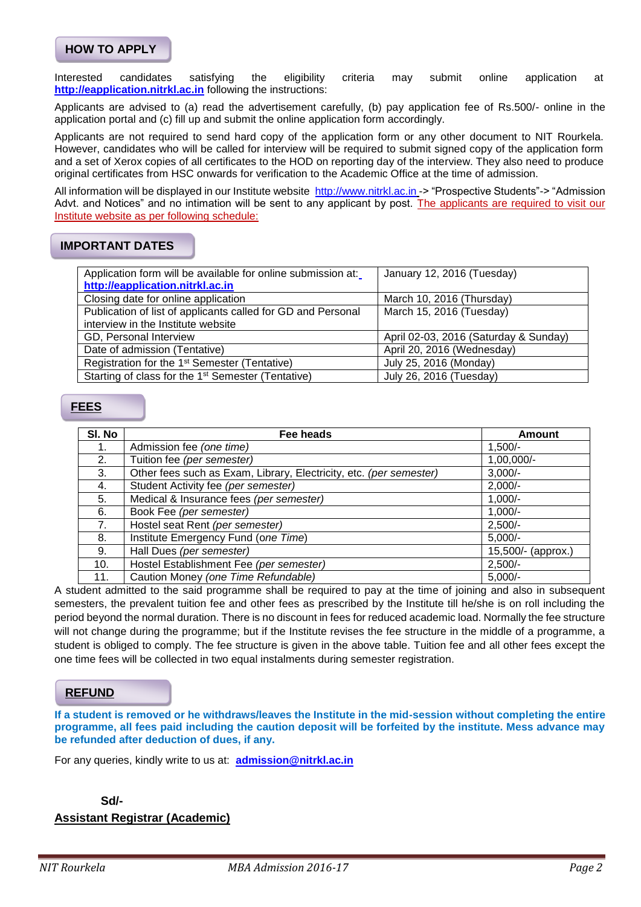## HOW TO APPLY

Interested candidates satisfying the eligibility criteria may submit online application at **http://eapplication.nitrkl.ac.in** following the instructions:

Applicants are advised to (a) read the advertisement carefully, (b) pay application fee of Rs.500/- online in the application portal and (c) fill up and submit the online application form accordingly.

Applicants are not required to send hard copy of the application form or any other document to NIT Rourkela. However, candidates who will be called for interview will be required to submit signed copy of the application form and a set of Xerox copies of all certificates to the HOD on reporting day of the interview. They also need to produce original certificates from HSC onwards for verification to the Academic Office at the time of admission.

All information will be displayed in our Institute website http://www.nitrkl.ac.in -> "Prospective Students"-> "Admission Advt. and Notices" and no intimation will be sent to any applicant by post. The applicants are required to visit our Institute website as per following schedule:

## IMPORTANT DATES

| | |
|---|---|
| Application form will be available for online submission at: **http://eapplication.nitrkl.ac.in** | January 12, 2016 (Tuesday) |
| Closing date for online application | March 10, 2016 (Thursday) |
| Publication of list of applicants called for GD and Personal interview in the Institute website | March 15, 2016 (Tuesday) |
| GD, Personal Interview | April 02-03, 2016 (Saturday & Sunday) |
| Date of admission (Tentative) | April 20, 2016 (Wednesday) |
| Registration for the 1st Semester (Tentative) | July 25, 2016 (Monday) |
| Starting of class for the 1st Semester (Tentative) | July 26, 2016 (Tuesday) |

## FEES

| Sl. No | Fee heads | Amount |
|---|---|---|
| 1. | Admission fee *(one time)* | 1,500/- |
| 2. | Tuition fee *(per semester)* | 1,00,000/- |
| 3. | Other fees such as Exam, Library, Electricity, etc. *(per semester)* | 3,000/- |
| 4. | Student Activity fee *(per semester)* | 2,000/- |
| 5. | Medical & Insurance fees *(per semester)* | 1,000/- |
| 6. | Book Fee *(per semester)* | 1,000/- |
| 7. | Hostel seat Rent *(per semester)* | 2,500/- |
| 8. | Institute Emergency Fund (*one Time*) | 5,000/- |
| 9. | Hall Dues *(per semester)* | 15,500/- (approx.) |
| 10. | Hostel Establishment Fee *(per semester)* | 2,500/- |
| 11. | Caution Money *(one Time Refundable)* | 5,000/- |

A student admitted to the said programme shall be required to pay at the time of joining and also in subsequent semesters, the prevalent tuition fee and other fees as prescribed by the Institute till he/she is on roll including the period beyond the normal duration. There is no discount in fees for reduced academic load. Normally the fee structure will not change during the programme; but if the Institute revises the fee structure in the middle of a programme, a student is obliged to comply. The fee structure is given in the above table. Tuition fee and all other fees except the one time fees will be collected in two equal instalments during semester registration.

## REFUND

**If a student is removed or he withdraws/leaves the Institute in the mid-session without completing the entire programme, all fees paid including the caution deposit will be forfeited by the institute. Mess advance may be refunded after deduction of dues, if any.**

For any queries, kindly write to us at: **admission@nitrkl.ac.in**

**Sd/-**

**Assistant Registrar (Academic)**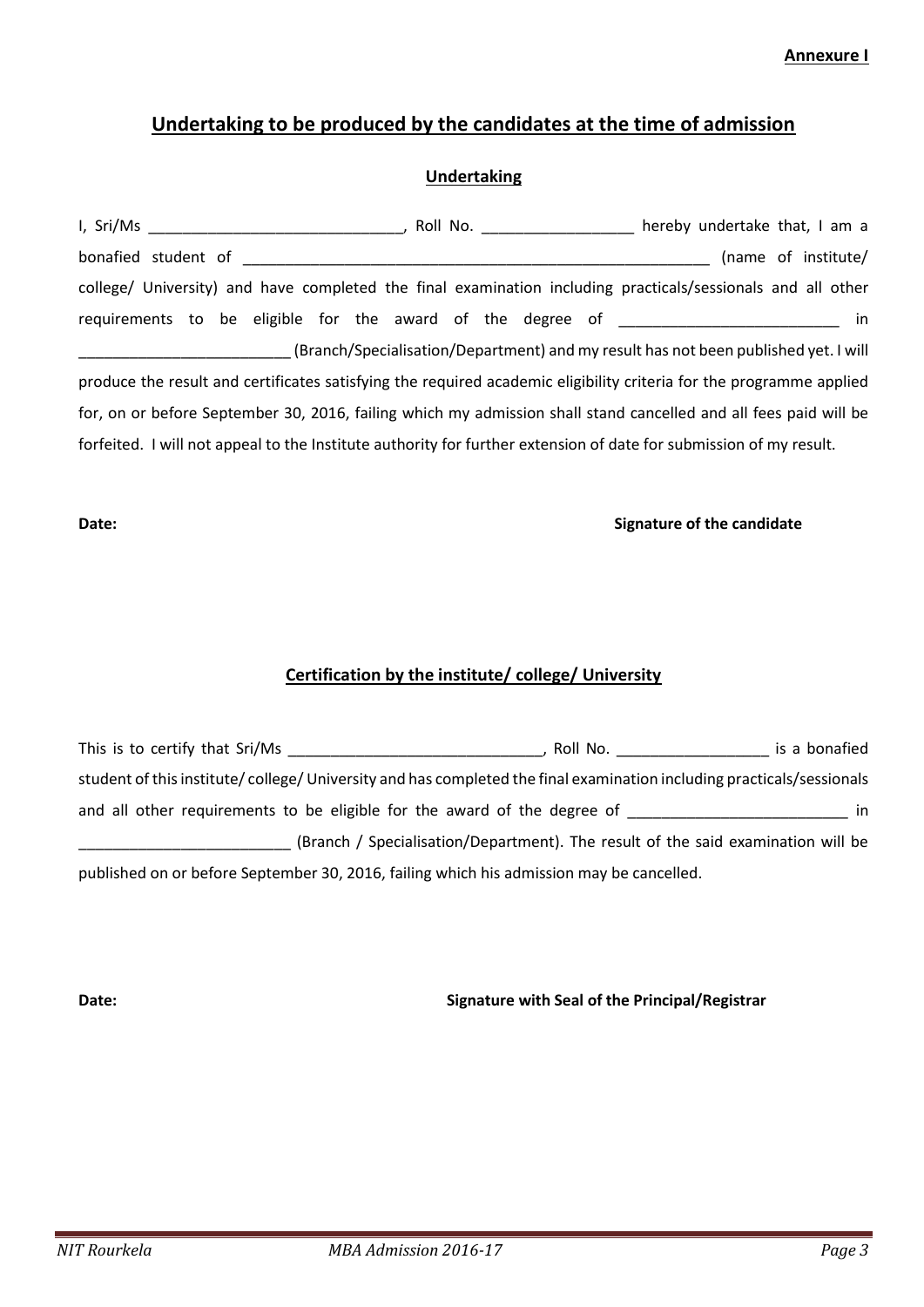**Annexure I**

## Undertaking to be produced by the candidates at the time of admission

### Undertaking

I, Sri/Ms ______________________________, Roll No. __________________ hereby undertake that, I am a bonafied student of _________________________________________________________ (name of institute/ college/ University) and have completed the final examination including practicals/sessionals and all other requirements to be eligible for the award of the degree of __________________________ in _________________________ (Branch/Specialisation/Department) and my result has not been published yet. I will produce the result and certificates satisfying the required academic eligibility criteria for the programme applied for, on or before September 30, 2016, failing which my admission shall stand cancelled and all fees paid will be forfeited. I will not appeal to the Institute authority for further extension of date for submission of my result.

**Date:** **Signature of the candidate**

### Certification by the institute/ college/ University

This is to certify that Sri/Ms ______________________________, Roll No. __________________ is a bonafied student of this institute/ college/ University and has completed the final examination including practicals/sessionals and all other requirements to be eligible for the award of the degree of __________________________ in _________________________ (Branch / Specialisation/Department). The result of the said examination will be published on or before September 30, 2016, failing which his admission may be cancelled.

**Date:** **Signature with Seal of the Principal/Registrar**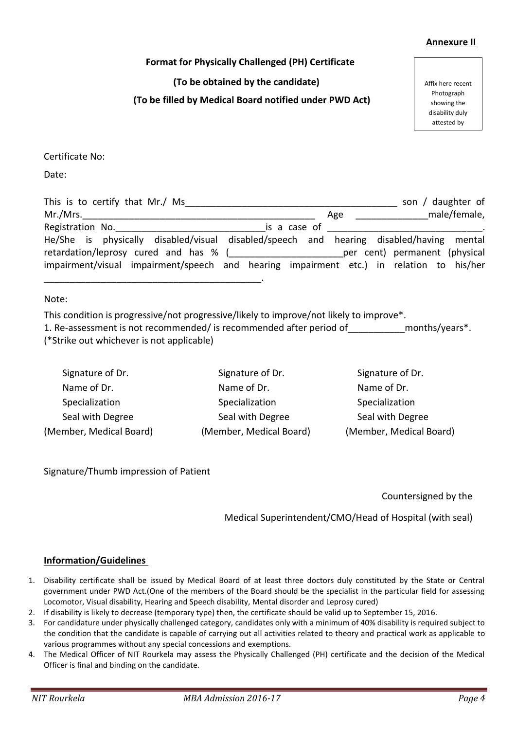**Annexure II**

**Format for Physically Challenged (PH) Certificate**

**(To be obtained by the candidate)**

**(To be filled by Medical Board notified under PWD Act)**

Affix here recent Photograph showing the disability duly attested by

Certificate No:

Date:

This is to certify that Mr./ Ms_________________________________________ son / daughter of Mr./Mrs._____________________________________________ Age ______________male/female, Registration No.____________________________is a case of _____________________________. He/She is physically disabled/visual disabled/speech and hearing disabled/having mental retardation/leprosy cured and has % (_____________________per cent) permanent (physical impairment/visual impairment/speech and hearing impairment etc.) in relation to his/her __________________________________________.

Note:

This condition is progressive/not progressive/likely to improve/not likely to improve*.
1. Re-assessment is not recommended/ is recommended after period of___________months/years*.
(*Strike out whichever is not applicable)

| | | |
|---|---|---|
| Signature of Dr. | Signature of Dr. | Signature of Dr. |
| Name of Dr. | Name of Dr. | Name of Dr. |
| Specialization | Specialization | Specialization |
| Seal with Degree | Seal with Degree | Seal with Degree |
| (Member, Medical Board) | (Member, Medical Board) | (Member, Medical Board) |

Signature/Thumb impression of Patient

Countersigned by the

Medical Superintendent/CMO/Head of Hospital (with seal)

## Information/Guidelines

1. Disability certificate shall be issued by Medical Board of at least three doctors duly constituted by the State or Central government under PWD Act.(One of the members of the Board should be the specialist in the particular field for assessing Locomotor, Visual disability, Hearing and Speech disability, Mental disorder and Leprosy cured)
2. If disability is likely to decrease (temporary type) then, the certificate should be valid up to September 15, 2016.
3. For candidature under physically challenged category, candidates only with a minimum of 40% disability is required subject to the condition that the candidate is capable of carrying out all activities related to theory and practical work as applicable to various programmes without any special concessions and exemptions.
4. The Medical Officer of NIT Rourkela may assess the Physically Challenged (PH) certificate and the decision of the Medical Officer is final and binding on the candidate.